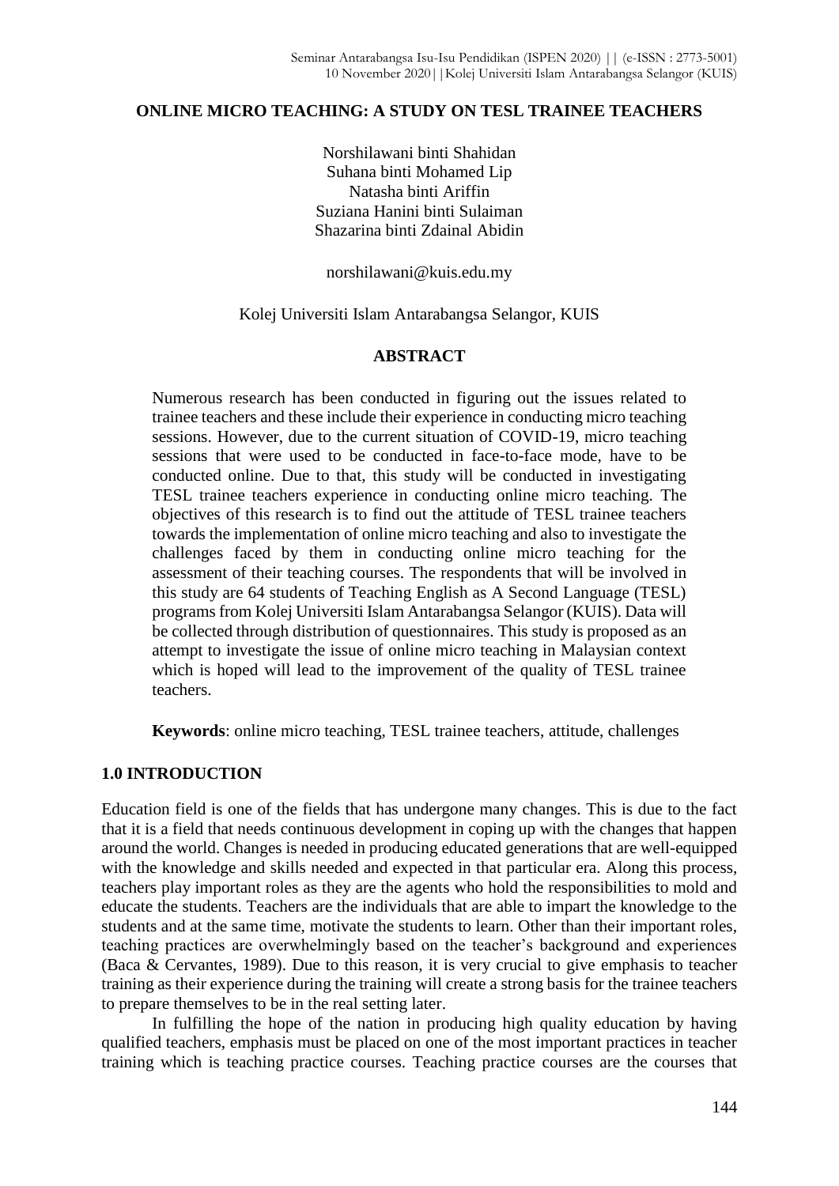# ONLINE MICRO TEACHING: A STUDY ON TESL TRAINEE TEACHERS

Norshilawani binti Shahidan
Suhana binti Mohamed Lip
Natasha binti Ariffin
Suziana Hanini binti Sulaiman
Shazarina binti Zdainal Abidin

norshilawani@kuis.edu.my

Kolej Universiti Islam Antarabangsa Selangor, KUIS

## ABSTRACT

Numerous research has been conducted in figuring out the issues related to trainee teachers and these include their experience in conducting micro teaching sessions. However, due to the current situation of COVID-19, micro teaching sessions that were used to be conducted in face-to-face mode, have to be conducted online. Due to that, this study will be conducted in investigating TESL trainee teachers experience in conducting online micro teaching. The objectives of this research is to find out the attitude of TESL trainee teachers towards the implementation of online micro teaching and also to investigate the challenges faced by them in conducting online micro teaching for the assessment of their teaching courses. The respondents that will be involved in this study are 64 students of Teaching English as A Second Language (TESL) programs from Kolej Universiti Islam Antarabangsa Selangor (KUIS). Data will be collected through distribution of questionnaires. This study is proposed as an attempt to investigate the issue of online micro teaching in Malaysian context which is hoped will lead to the improvement of the quality of TESL trainee teachers.

**Keywords**: online micro teaching, TESL trainee teachers, attitude, challenges

## 1.0 INTRODUCTION

Education field is one of the fields that has undergone many changes. This is due to the fact that it is a field that needs continuous development in coping up with the changes that happen around the world. Changes is needed in producing educated generations that are well-equipped with the knowledge and skills needed and expected in that particular era. Along this process, teachers play important roles as they are the agents who hold the responsibilities to mold and educate the students. Teachers are the individuals that are able to impart the knowledge to the students and at the same time, motivate the students to learn. Other than their important roles, teaching practices are overwhelmingly based on the teacher's background and experiences (Baca & Cervantes, 1989). Due to this reason, it is very crucial to give emphasis to teacher training as their experience during the training will create a strong basis for the trainee teachers to prepare themselves to be in the real setting later.

In fulfilling the hope of the nation in producing high quality education by having qualified teachers, emphasis must be placed on one of the most important practices in teacher training which is teaching practice courses. Teaching practice courses are the courses that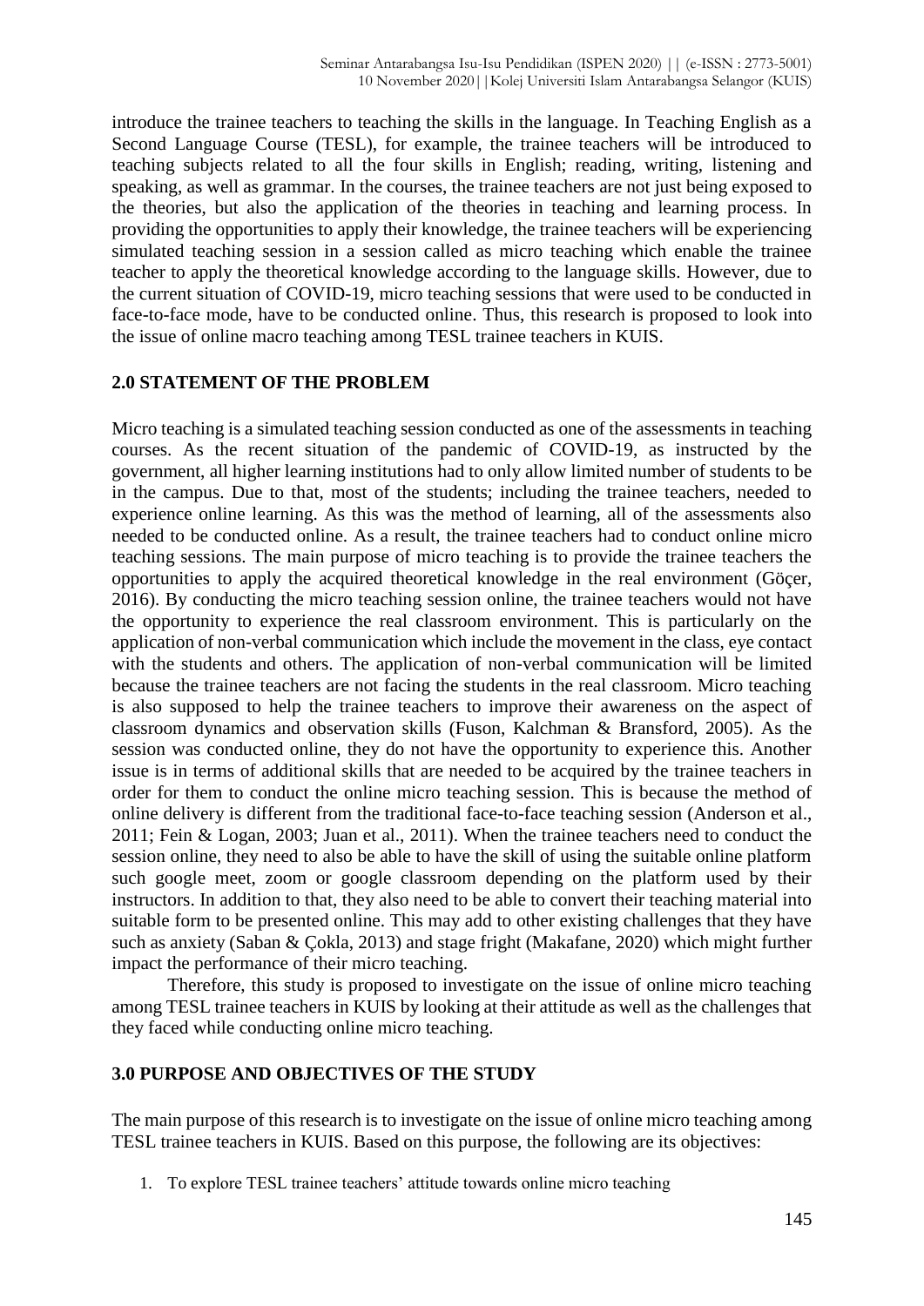introduce the trainee teachers to teaching the skills in the language. In Teaching English as a Second Language Course (TESL), for example, the trainee teachers will be introduced to teaching subjects related to all the four skills in English; reading, writing, listening and speaking, as well as grammar. In the courses, the trainee teachers are not just being exposed to the theories, but also the application of the theories in teaching and learning process. In providing the opportunities to apply their knowledge, the trainee teachers will be experiencing simulated teaching session in a session called as micro teaching which enable the trainee teacher to apply the theoretical knowledge according to the language skills. However, due to the current situation of COVID-19, micro teaching sessions that were used to be conducted in face-to-face mode, have to be conducted online. Thus, this research is proposed to look into the issue of online macro teaching among TESL trainee teachers in KUIS.

## 2.0 STATEMENT OF THE PROBLEM

Micro teaching is a simulated teaching session conducted as one of the assessments in teaching courses. As the recent situation of the pandemic of COVID-19, as instructed by the government, all higher learning institutions had to only allow limited number of students to be in the campus. Due to that, most of the students; including the trainee teachers, needed to experience online learning. As this was the method of learning, all of the assessments also needed to be conducted online. As a result, the trainee teachers had to conduct online micro teaching sessions. The main purpose of micro teaching is to provide the trainee teachers the opportunities to apply the acquired theoretical knowledge in the real environment (Göçer, 2016). By conducting the micro teaching session online, the trainee teachers would not have the opportunity to experience the real classroom environment. This is particularly on the application of non-verbal communication which include the movement in the class, eye contact with the students and others. The application of non-verbal communication will be limited because the trainee teachers are not facing the students in the real classroom. Micro teaching is also supposed to help the trainee teachers to improve their awareness on the aspect of classroom dynamics and observation skills (Fuson, Kalchman & Bransford, 2005). As the session was conducted online, they do not have the opportunity to experience this. Another issue is in terms of additional skills that are needed to be acquired by the trainee teachers in order for them to conduct the online micro teaching session. This is because the method of online delivery is different from the traditional face-to-face teaching session (Anderson et al., 2011; Fein & Logan, 2003; Juan et al., 2011). When the trainee teachers need to conduct the session online, they need to also be able to have the skill of using the suitable online platform such google meet, zoom or google classroom depending on the platform used by their instructors. In addition to that, they also need to be able to convert their teaching material into suitable form to be presented online. This may add to other existing challenges that they have such as anxiety (Saban & Çokla, 2013) and stage fright (Makafane, 2020) which might further impact the performance of their micro teaching.

Therefore, this study is proposed to investigate on the issue of online micro teaching among TESL trainee teachers in KUIS by looking at their attitude as well as the challenges that they faced while conducting online micro teaching.

## 3.0 PURPOSE AND OBJECTIVES OF THE STUDY

The main purpose of this research is to investigate on the issue of online micro teaching among TESL trainee teachers in KUIS. Based on this purpose, the following are its objectives:

1. To explore TESL trainee teachers' attitude towards online micro teaching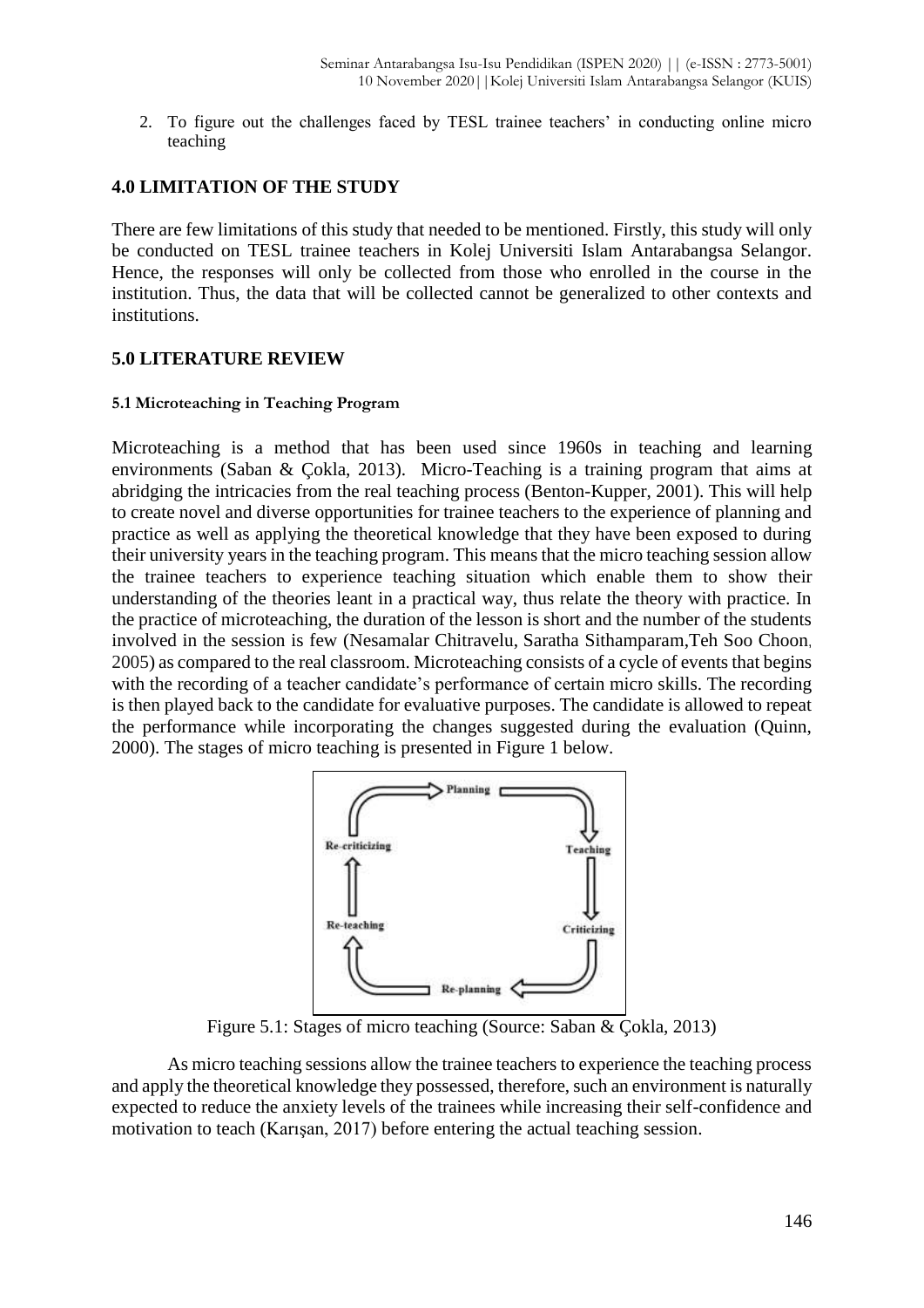2. To figure out the challenges faced by TESL trainee teachers' in conducting online micro teaching

## 4.0 LIMITATION OF THE STUDY

There are few limitations of this study that needed to be mentioned. Firstly, this study will only be conducted on TESL trainee teachers in Kolej Universiti Islam Antarabangsa Selangor. Hence, the responses will only be collected from those who enrolled in the course in the institution. Thus, the data that will be collected cannot be generalized to other contexts and institutions.

## 5.0 LITERATURE REVIEW

### 5.1 Microteaching in Teaching Program

Microteaching is a method that has been used since 1960s in teaching and learning environments (Saban & Çokla, 2013). Micro-Teaching is a training program that aims at abridging the intricacies from the real teaching process (Benton-Kupper, 2001). This will help to create novel and diverse opportunities for trainee teachers to the experience of planning and practice as well as applying the theoretical knowledge that they have been exposed to during their university years in the teaching program. This means that the micro teaching session allow the trainee teachers to experience teaching situation which enable them to show their understanding of the theories leant in a practical way, thus relate the theory with practice. In the practice of microteaching, the duration of the lesson is short and the number of the students involved in the session is few (Nesamalar Chitravelu, Saratha Sithamparam,Teh Soo Choon, 2005) as compared to the real classroom. Microteaching consists of a cycle of events that begins with the recording of a teacher candidate's performance of certain micro skills. The recording is then played back to the candidate for evaluative purposes. The candidate is allowed to repeat the performance while incorporating the changes suggested during the evaluation (Quinn, 2000). The stages of micro teaching is presented in Figure 1 below.

Planning → Teaching → Criticizing → Re-planning → Re-teaching → Re-criticizing

Figure 5.1: Stages of micro teaching (Source: Saban & Çokla, 2013)

As micro teaching sessions allow the trainee teachers to experience the teaching process and apply the theoretical knowledge they possessed, therefore, such an environment is naturally expected to reduce the anxiety levels of the trainees while increasing their self-confidence and motivation to teach (Karışan, 2017) before entering the actual teaching session.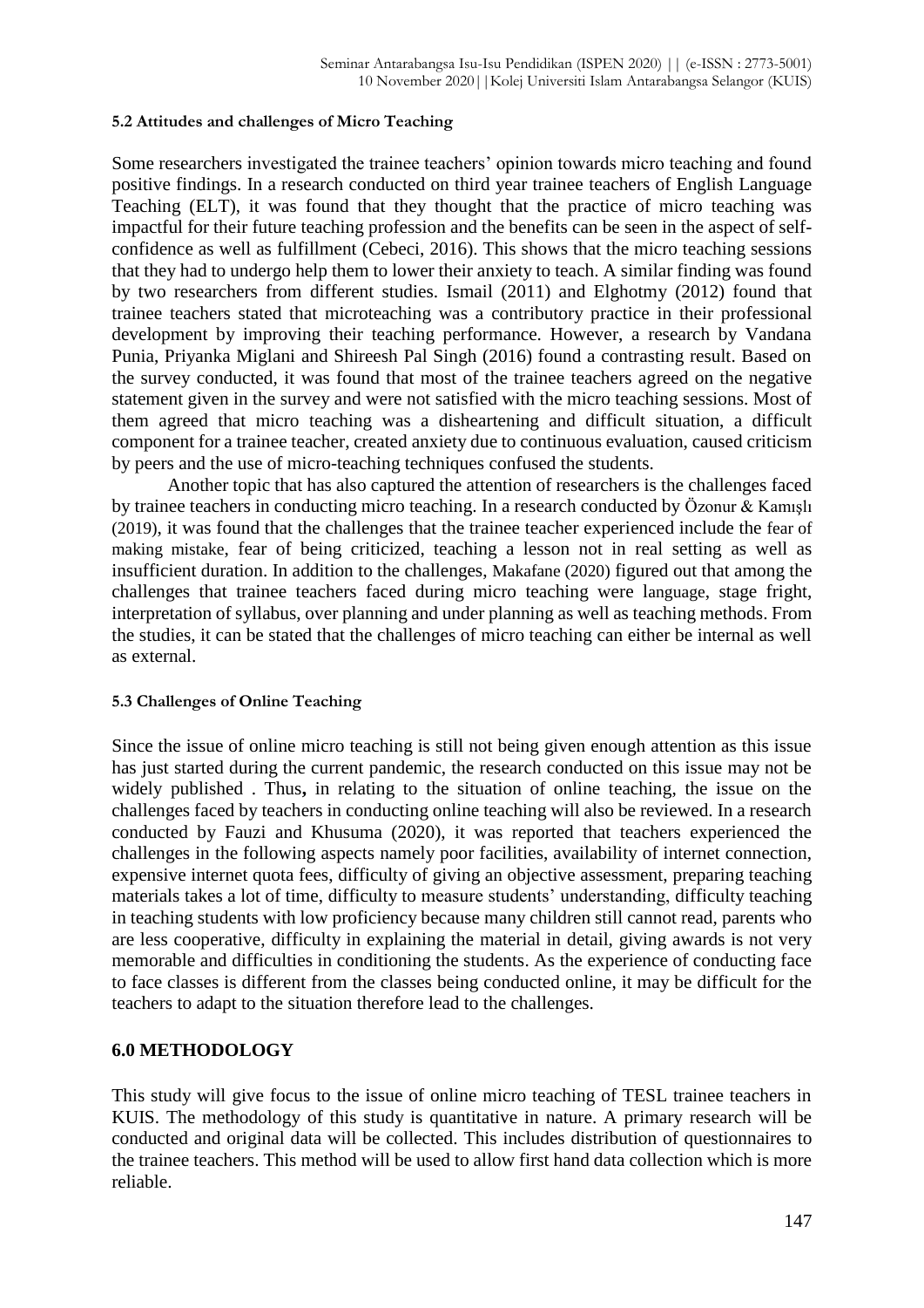### 5.2 Attitudes and challenges of Micro Teaching

Some researchers investigated the trainee teachers' opinion towards micro teaching and found positive findings. In a research conducted on third year trainee teachers of English Language Teaching (ELT), it was found that they thought that the practice of micro teaching was impactful for their future teaching profession and the benefits can be seen in the aspect of self-confidence as well as fulfillment (Cebeci, 2016). This shows that the micro teaching sessions that they had to undergo help them to lower their anxiety to teach. A similar finding was found by two researchers from different studies. Ismail (2011) and Elghotmy (2012) found that trainee teachers stated that microteaching was a contributory practice in their professional development by improving their teaching performance. However, a research by Vandana Punia, Priyanka Miglani and Shireesh Pal Singh (2016) found a contrasting result. Based on the survey conducted, it was found that most of the trainee teachers agreed on the negative statement given in the survey and were not satisfied with the micro teaching sessions. Most of them agreed that micro teaching was a disheartening and difficult situation, a difficult component for a trainee teacher, created anxiety due to continuous evaluation, caused criticism by peers and the use of micro-teaching techniques confused the students.

Another topic that has also captured the attention of researchers is the challenges faced by trainee teachers in conducting micro teaching. In a research conducted by Özonur & Kamışlı (2019), it was found that the challenges that the trainee teacher experienced include the fear of making mistake, fear of being criticized, teaching a lesson not in real setting as well as insufficient duration. In addition to the challenges, Makafane (2020) figured out that among the challenges that trainee teachers faced during micro teaching were language, stage fright, interpretation of syllabus, over planning and under planning as well as teaching methods. From the studies, it can be stated that the challenges of micro teaching can either be internal as well as external.

### 5.3 Challenges of Online Teaching

Since the issue of online micro teaching is still not being given enough attention as this issue has just started during the current pandemic, the research conducted on this issue may not be widely published . Thus**,** in relating to the situation of online teaching, the issue on the challenges faced by teachers in conducting online teaching will also be reviewed. In a research conducted by Fauzi and Khusuma (2020), it was reported that teachers experienced the challenges in the following aspects namely poor facilities, availability of internet connection, expensive internet quota fees, difficulty of giving an objective assessment, preparing teaching materials takes a lot of time, difficulty to measure students' understanding, difficulty teaching in teaching students with low proficiency because many children still cannot read, parents who are less cooperative, difficulty in explaining the material in detail, giving awards is not very memorable and difficulties in conditioning the students. As the experience of conducting face to face classes is different from the classes being conducted online, it may be difficult for the teachers to adapt to the situation therefore lead to the challenges.

## 6.0 METHODOLOGY

This study will give focus to the issue of online micro teaching of TESL trainee teachers in KUIS. The methodology of this study is quantitative in nature. A primary research will be conducted and original data will be collected. This includes distribution of questionnaires to the trainee teachers. This method will be used to allow first hand data collection which is more reliable.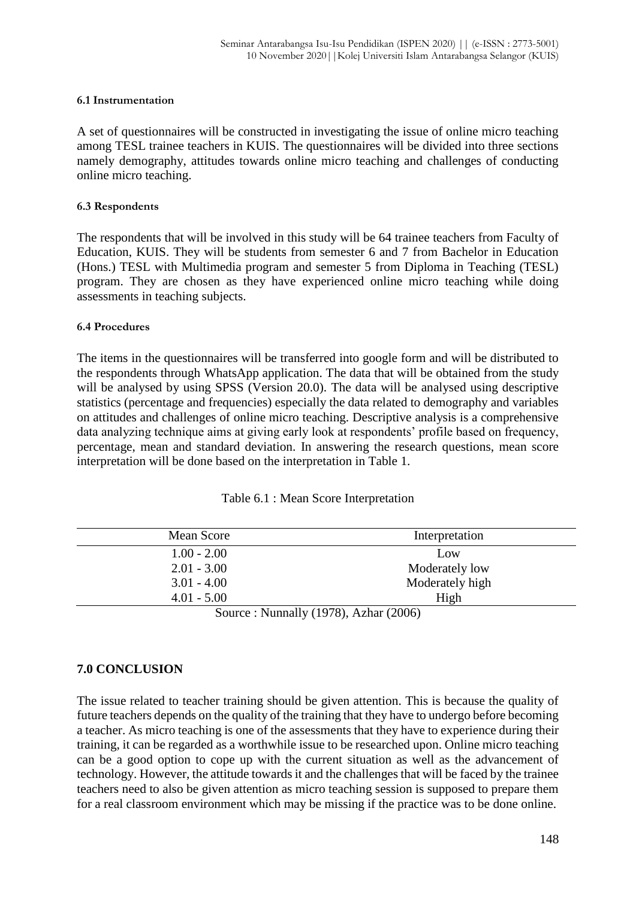#### 6.1 Instrumentation

A set of questionnaires will be constructed in investigating the issue of online micro teaching among TESL trainee teachers in KUIS. The questionnaires will be divided into three sections namely demography, attitudes towards online micro teaching and challenges of conducting online micro teaching.

#### 6.3 Respondents

The respondents that will be involved in this study will be 64 trainee teachers from Faculty of Education, KUIS. They will be students from semester 6 and 7 from Bachelor in Education (Hons.) TESL with Multimedia program and semester 5 from Diploma in Teaching (TESL) program. They are chosen as they have experienced online micro teaching while doing assessments in teaching subjects.

#### 6.4 Procedures

The items in the questionnaires will be transferred into google form and will be distributed to the respondents through WhatsApp application. The data that will be obtained from the study will be analysed by using SPSS (Version 20.0). The data will be analysed using descriptive statistics (percentage and frequencies) especially the data related to demography and variables on attitudes and challenges of online micro teaching. Descriptive analysis is a comprehensive data analyzing technique aims at giving early look at respondents' profile based on frequency, percentage, mean and standard deviation. In answering the research questions, mean score interpretation will be done based on the interpretation in Table 1.

Table 6.1 : Mean Score Interpretation

| Mean Score | Interpretation |
|---|---|
| 1.00 - 2.00 | Low |
| 2.01 - 3.00 | Moderately low |
| 3.01 - 4.00 | Moderately high |
| 4.01 - 5.00 | High |

Source : Nunnally (1978), Azhar (2006)

## 7.0 CONCLUSION

The issue related to teacher training should be given attention. This is because the quality of future teachers depends on the quality of the training that they have to undergo before becoming a teacher. As micro teaching is one of the assessments that they have to experience during their training, it can be regarded as a worthwhile issue to be researched upon. Online micro teaching can be a good option to cope up with the current situation as well as the advancement of technology. However, the attitude towards it and the challenges that will be faced by the trainee teachers need to also be given attention as micro teaching session is supposed to prepare them for a real classroom environment which may be missing if the practice was to be done online.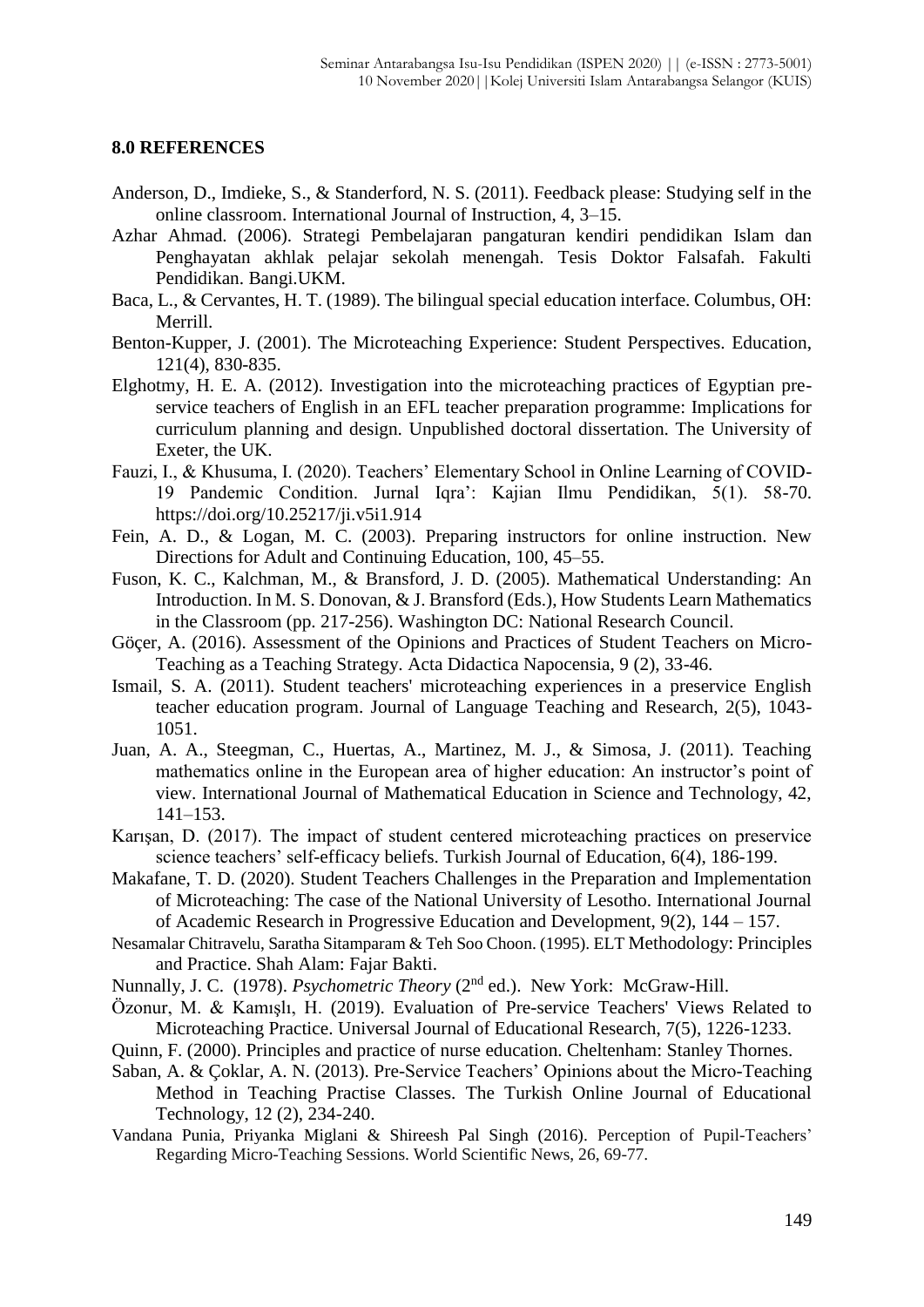## 8.0 REFERENCES

Anderson, D., Imdieke, S., & Standerford, N. S. (2011). Feedback please: Studying self in the online classroom. International Journal of Instruction, 4, 3–15.

Azhar Ahmad. (2006). Strategi Pembelajaran pangaturan kendiri pendidikan Islam dan Penghayatan akhlak pelajar sekolah menengah. Tesis Doktor Falsafah. Fakulti Pendidikan. Bangi.UKM.

Baca, L., & Cervantes, H. T. (1989). The bilingual special education interface. Columbus, OH: Merrill.

Benton-Kupper, J. (2001). The Microteaching Experience: Student Perspectives. Education, 121(4), 830-835.

Elghotmy, H. E. A. (2012). Investigation into the microteaching practices of Egyptian pre-service teachers of English in an EFL teacher preparation programme: Implications for curriculum planning and design. Unpublished doctoral dissertation. The University of Exeter, the UK.

Fauzi, I., & Khusuma, I. (2020). Teachers' Elementary School in Online Learning of COVID-19 Pandemic Condition. Jurnal Iqra': Kajian Ilmu Pendidikan, 5(1). 58-70. https://doi.org/10.25217/ji.v5i1.914

Fein, A. D., & Logan, M. C. (2003). Preparing instructors for online instruction. New Directions for Adult and Continuing Education, 100, 45–55.

Fuson, K. C., Kalchman, M., & Bransford, J. D. (2005). Mathematical Understanding: An Introduction. In M. S. Donovan, & J. Bransford (Eds.), How Students Learn Mathematics in the Classroom (pp. 217-256). Washington DC: National Research Council.

Göçer, A. (2016). Assessment of the Opinions and Practices of Student Teachers on Micro-Teaching as a Teaching Strategy. Acta Didactica Napocensia, 9 (2), 33-46.

Ismail, S. A. (2011). Student teachers' microteaching experiences in a preservice English teacher education program. Journal of Language Teaching and Research, 2(5), 1043-1051.

Juan, A. A., Steegman, C., Huertas, A., Martinez, M. J., & Simosa, J. (2011). Teaching mathematics online in the European area of higher education: An instructor's point of view. International Journal of Mathematical Education in Science and Technology, 42, 141–153.

Karışan, D. (2017). The impact of student centered microteaching practices on preservice science teachers' self-efficacy beliefs. Turkish Journal of Education, 6(4), 186-199.

Makafane, T. D. (2020). Student Teachers Challenges in the Preparation and Implementation of Microteaching: The case of the National University of Lesotho. International Journal of Academic Research in Progressive Education and Development, 9(2), 144 – 157.

Nesamalar Chitravelu, Saratha Sitamparam & Teh Soo Choon. (1995). ELT Methodology: Principles and Practice. Shah Alam: Fajar Bakti.

Nunnally, J. C. (1978). *Psychometric Theory* (2nd ed.). New York: McGraw-Hill.

Özonur, M. & Kamışlı, H. (2019). Evaluation of Pre-service Teachers' Views Related to Microteaching Practice. Universal Journal of Educational Research, 7(5), 1226-1233.

Quinn, F. (2000). Principles and practice of nurse education. Cheltenham: Stanley Thornes.

Saban, A. & Çoklar, A. N. (2013). Pre-Service Teachers' Opinions about the Micro-Teaching Method in Teaching Practise Classes. The Turkish Online Journal of Educational Technology, 12 (2), 234-240.

Vandana Punia, Priyanka Miglani & Shireesh Pal Singh (2016). Perception of Pupil-Teachers' Regarding Micro-Teaching Sessions. World Scientific News, 26, 69-77.